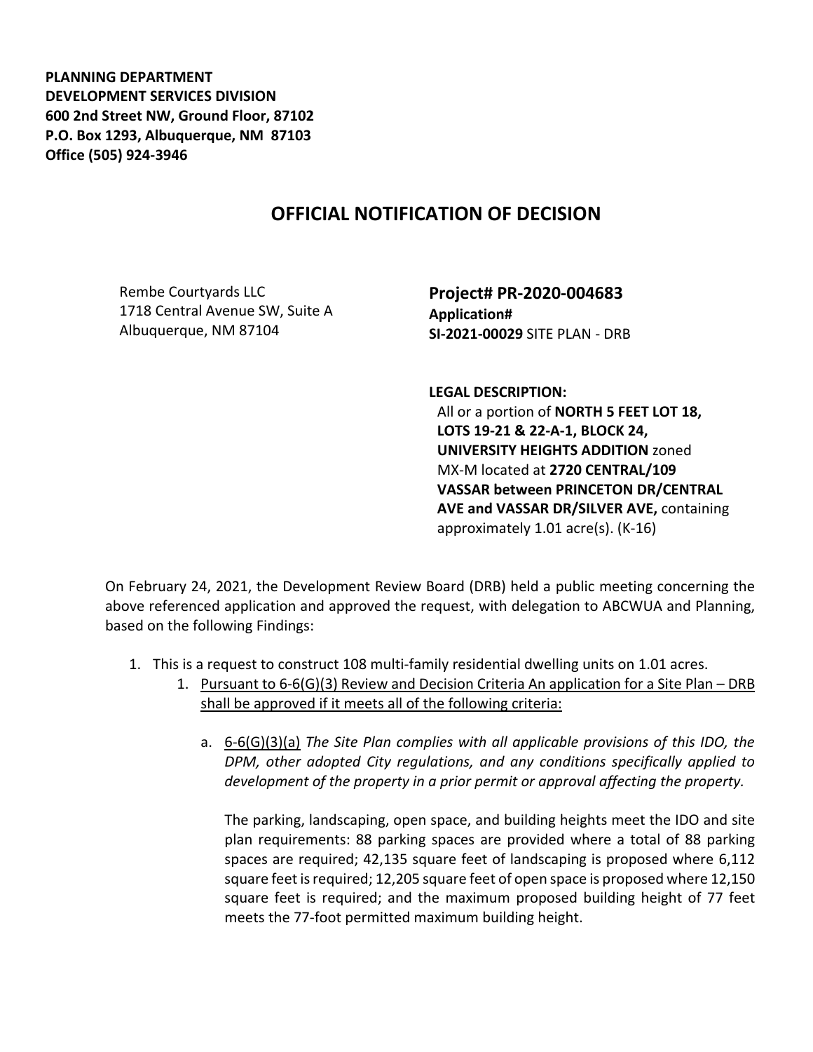**PLANNING DEPARTMENT**
**DEVELOPMENT SERVICES DIVISION**
**600 2nd Street NW, Ground Floor, 87102**
**P.O. Box 1293, Albuquerque, NM 87103**
**Office (505) 924-3946**

# OFFICIAL NOTIFICATION OF DECISION

Rembe Courtyards LLC
1718 Central Avenue SW, Suite A
Albuquerque, NM 87104

**Project# PR-2020-004683**
**Application#**
**SI-2021-00029** SITE PLAN - DRB

**LEGAL DESCRIPTION:**
All or a portion of **NORTH 5 FEET LOT 18, LOTS 19-21 & 22-A-1, BLOCK 24, UNIVERSITY HEIGHTS ADDITION** zoned MX-M located at **2720 CENTRAL/109 VASSAR between PRINCETON DR/CENTRAL AVE and VASSAR DR/SILVER AVE,** containing approximately 1.01 acre(s). (K-16)

On February 24, 2021, the Development Review Board (DRB) held a public meeting concerning the above referenced application and approved the request, with delegation to ABCWUA and Planning, based on the following Findings:

1. This is a request to construct 108 multi-family residential dwelling units on 1.01 acres.
   1. Pursuant to 6-6(G)(3) Review and Decision Criteria An application for a Site Plan – DRB shall be approved if it meets all of the following criteria:
      a. 6-6(G)(3)(a) *The Site Plan complies with all applicable provisions of this IDO, the DPM, other adopted City regulations, and any conditions specifically applied to development of the property in a prior permit or approval affecting the property.*

         The parking, landscaping, open space, and building heights meet the IDO and site plan requirements: 88 parking spaces are provided where a total of 88 parking spaces are required; 42,135 square feet of landscaping is proposed where 6,112 square feet is required; 12,205 square feet of open space is proposed where 12,150 square feet is required; and the maximum proposed building height of 77 feet meets the 77-foot permitted maximum building height.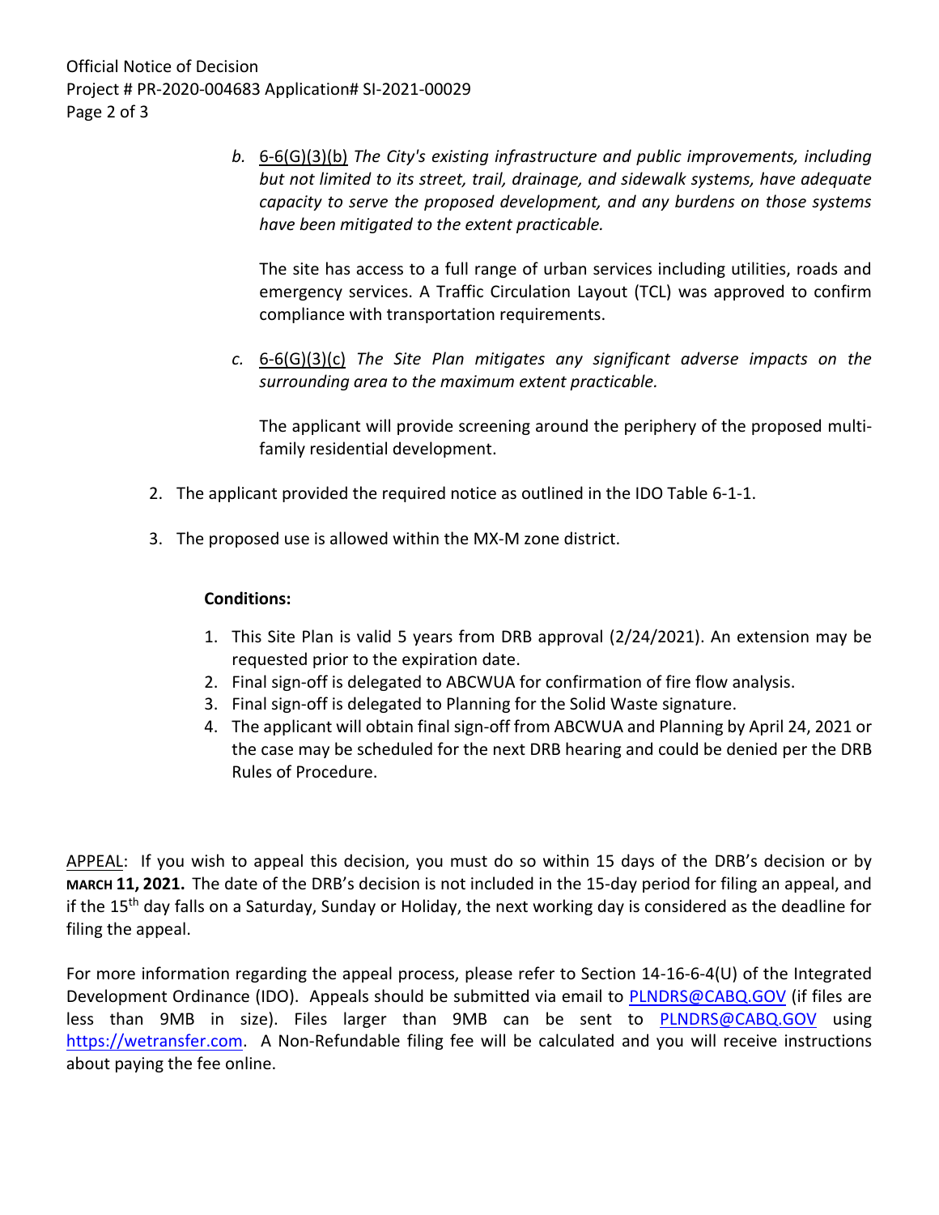b. <u>6-6(G)(3)(b)</u> *The City's existing infrastructure and public improvements, including but not limited to its street, trail, drainage, and sidewalk systems, have adequate capacity to serve the proposed development, and any burdens on those systems have been mitigated to the extent practicable.*

   The site has access to a full range of urban services including utilities, roads and emergency services. A Traffic Circulation Layout (TCL) was approved to confirm compliance with transportation requirements.

c. <u>6-6(G)(3)(c)</u> *The Site Plan mitigates any significant adverse impacts on the surrounding area to the maximum extent practicable.*

   The applicant will provide screening around the periphery of the proposed multi-family residential development.

2. The applicant provided the required notice as outlined in the IDO Table 6-1-1.

3. The proposed use is allowed within the MX-M zone district.

**Conditions:**

1. This Site Plan is valid 5 years from DRB approval (2/24/2021). An extension may be requested prior to the expiration date.
2. Final sign-off is delegated to ABCWUA for confirmation of fire flow analysis.
3. Final sign-off is delegated to Planning for the Solid Waste signature.
4. The applicant will obtain final sign-off from ABCWUA and Planning by April 24, 2021 or the case may be scheduled for the next DRB hearing and could be denied per the DRB Rules of Procedure.

<u>APPEAL</u>: If you wish to appeal this decision, you must do so within 15 days of the DRB's decision or by **MARCH 11, 2021.** The date of the DRB's decision is not included in the 15-day period for filing an appeal, and if the 15th day falls on a Saturday, Sunday or Holiday, the next working day is considered as the deadline for filing the appeal.

For more information regarding the appeal process, please refer to Section 14-16-6-4(U) of the Integrated Development Ordinance (IDO). Appeals should be submitted via email to PLNDRS@CABQ.GOV (if files are less than 9MB in size). Files larger than 9MB can be sent to PLNDRS@CABQ.GOV using https://wetransfer.com. A Non-Refundable filing fee will be calculated and you will receive instructions about paying the fee online.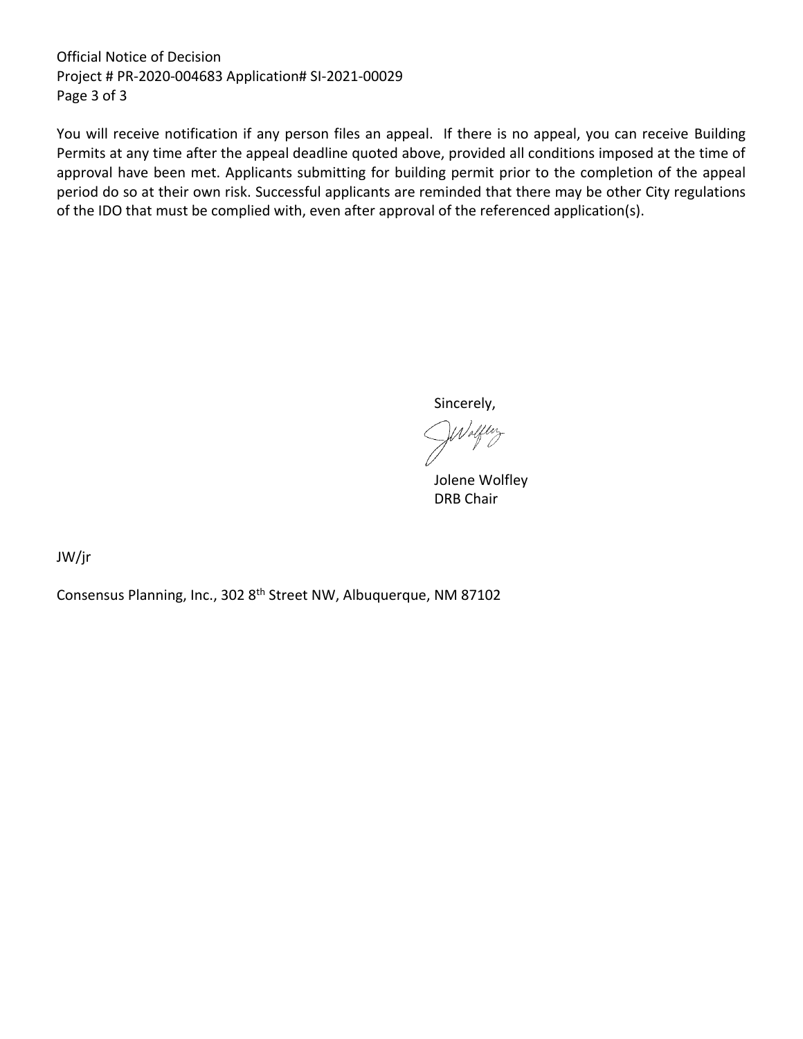You will receive notification if any person files an appeal. If there is no appeal, you can receive Building Permits at any time after the appeal deadline quoted above, provided all conditions imposed at the time of approval have been met. Applicants submitting for building permit prior to the completion of the appeal period do so at their own risk. Successful applicants are reminded that there may be other City regulations of the IDO that must be complied with, even after approval of the referenced application(s).

Sincerely,

Jolene Wolfley
DRB Chair

JW/jr

Consensus Planning, Inc., 302 8th Street NW, Albuquerque, NM 87102